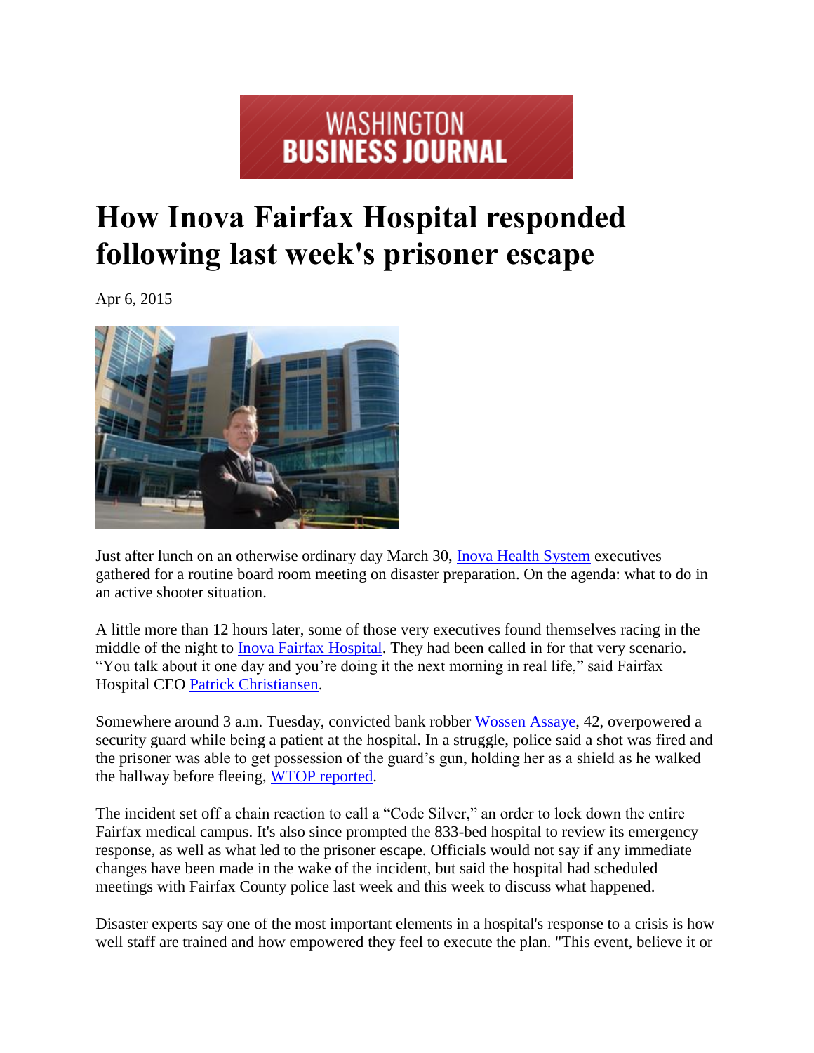WASHINGTON BUSINESS JOURNAL

# How Inova Fairfax Hospital responded following last week's prisoner escape

Apr 6, 2015

Just after lunch on an otherwise ordinary day March 30, Inova Health System executives gathered for a routine board room meeting on disaster preparation. On the agenda: what to do in an active shooter situation.

A little more than 12 hours later, some of those very executives found themselves racing in the middle of the night to Inova Fairfax Hospital. They had been called in for that very scenario. "You talk about it one day and you're doing it the next morning in real life," said Fairfax Hospital CEO Patrick Christiansen.

Somewhere around 3 a.m. Tuesday, convicted bank robber Wossen Assaye, 42, overpowered a security guard while being a patient at the hospital. In a struggle, police said a shot was fired and the prisoner was able to get possession of the guard's gun, holding her as a shield as he walked the hallway before fleeing, WTOP reported.

The incident set off a chain reaction to call a "Code Silver," an order to lock down the entire Fairfax medical campus. It's also since prompted the 833-bed hospital to review its emergency response, as well as what led to the prisoner escape. Officials would not say if any immediate changes have been made in the wake of the incident, but said the hospital had scheduled meetings with Fairfax County police last week and this week to discuss what happened.

Disaster experts say one of the most important elements in a hospital's response to a crisis is how well staff are trained and how empowered they feel to execute the plan. "This event, believe it or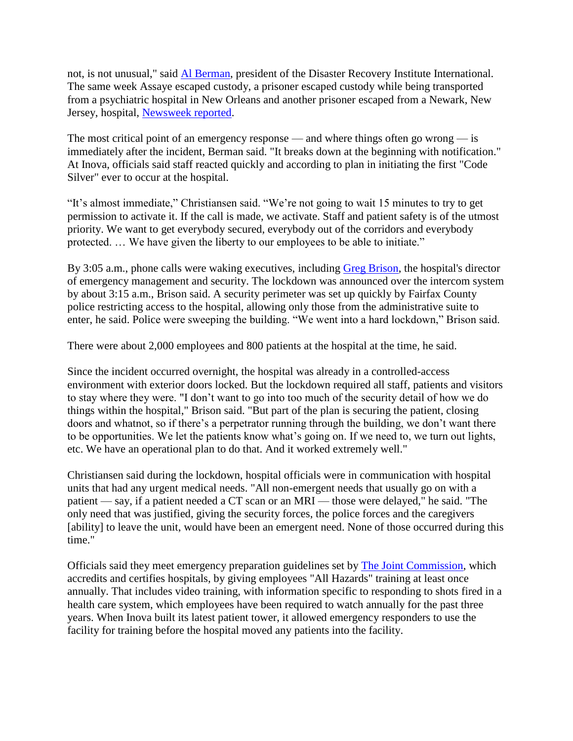not, is not unusual," said [Al Berman], president of the Disaster Recovery Institute International. The same week Assaye escaped custody, a prisoner escaped custody while being transported from a psychiatric hospital in New Orleans and another prisoner escaped from a Newark, New Jersey, hospital, [Newsweek reported].

The most critical point of an emergency response — and where things often go wrong — is immediately after the incident, Berman said. "It breaks down at the beginning with notification." At Inova, officials said staff reacted quickly and according to plan in initiating the first "Code Silver" ever to occur at the hospital.

“It’s almost immediate,” Christiansen said. “We’re not going to wait 15 minutes to try to get permission to activate it. If the call is made, we activate. Staff and patient safety is of the utmost priority. We want to get everybody secured, everybody out of the corridors and everybody protected. … We have given the liberty to our employees to be able to initiate.”

By 3:05 a.m., phone calls were waking executives, including [Greg Brison], the hospital's director of emergency management and security. The lockdown was announced over the intercom system by about 3:15 a.m., Brison said. A security perimeter was set up quickly by Fairfax County police restricting access to the hospital, allowing only those from the administrative suite to enter, he said. Police were sweeping the building. “We went into a hard lockdown,” Brison said.

There were about 2,000 employees and 800 patients at the hospital at the time, he said.

Since the incident occurred overnight, the hospital was already in a controlled-access environment with exterior doors locked. But the lockdown required all staff, patients and visitors to stay where they were. "I don’t want to go into too much of the security detail of how we do things within the hospital," Brison said. "But part of the plan is securing the patient, closing doors and whatnot, so if there’s a perpetrator running through the building, we don’t want there to be opportunities. We let the patients know what’s going on. If we need to, we turn out lights, etc. We have an operational plan to do that. And it worked extremely well."

Christiansen said during the lockdown, hospital officials were in communication with hospital units that had any urgent medical needs. "All non-emergent needs that usually go on with a patient — say, if a patient needed a CT scan or an MRI — those were delayed," he said. "The only need that was justified, giving the security forces, the police forces and the caregivers [ability] to leave the unit, would have been an emergent need. None of those occurred during this time."

Officials said they meet emergency preparation guidelines set by [The Joint Commission], which accredits and certifies hospitals, by giving employees "All Hazards" training at least once annually. That includes video training, with information specific to responding to shots fired in a health care system, which employees have been required to watch annually for the past three years. When Inova built its latest patient tower, it allowed emergency responders to use the facility for training before the hospital moved any patients into the facility.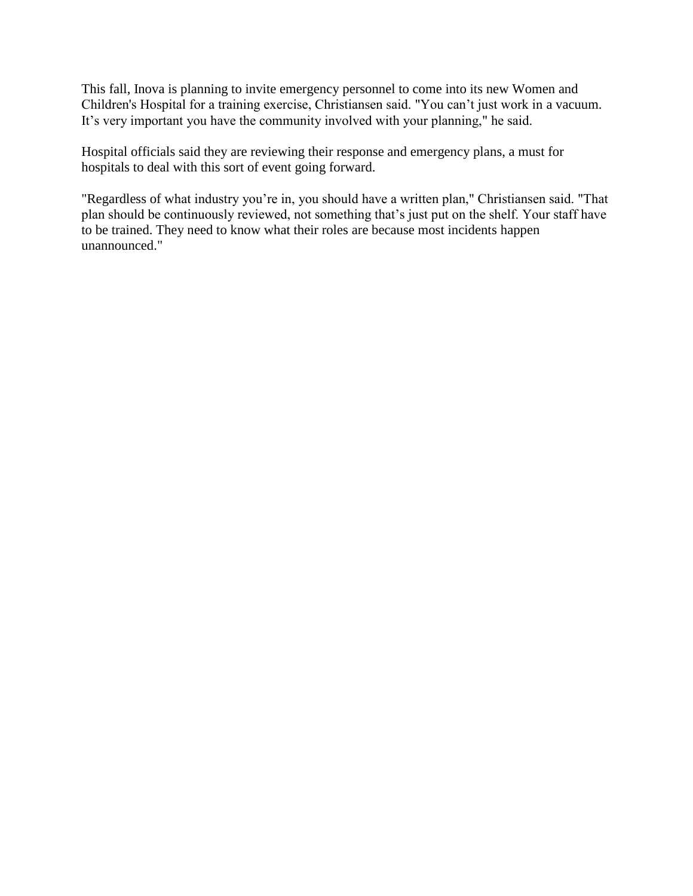This fall, Inova is planning to invite emergency personnel to come into its new Women and Children's Hospital for a training exercise, Christiansen said. "You can't just work in a vacuum. It's very important you have the community involved with your planning," he said.

Hospital officials said they are reviewing their response and emergency plans, a must for hospitals to deal with this sort of event going forward.

"Regardless of what industry you're in, you should have a written plan," Christiansen said. "That plan should be continuously reviewed, not something that's just put on the shelf. Your staff have to be trained. They need to know what their roles are because most incidents happen unannounced."